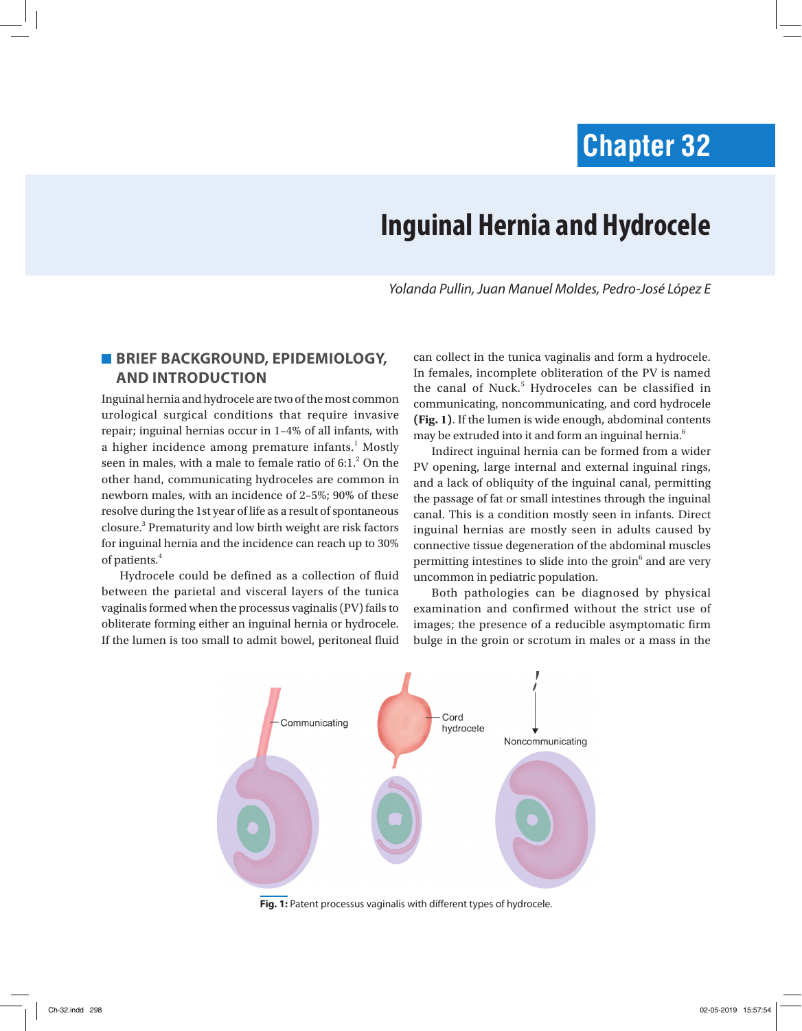# Chapter 32

# Inguinal Hernia and Hydrocele

*Yolanda Pullin, Juan Manuel Moldes, Pedro-José López E*

## BRIEF BACKGROUND, EPIDEMIOLOGY, AND INTRODUCTION

Inguinal hernia and hydrocele are two of the most common urological surgical conditions that require invasive repair; inguinal hernias occur in 1–4% of all infants, with a higher incidence among premature infants.[1] Mostly seen in males, with a male to female ratio of 6:1.[2] On the other hand, communicating hydroceles are common in newborn males, with an incidence of 2–5%; 90% of these resolve during the 1st year of life as a result of spontaneous closure.[3] Prematurity and low birth weight are risk factors for inguinal hernia and the incidence can reach up to 30% of patients.[4]

Hydrocele could be defined as a collection of fluid between the parietal and visceral layers of the tunica vaginalis formed when the processus vaginalis (PV) fails to obliterate forming either an inguinal hernia or hydrocele. If the lumen is too small to admit bowel, peritoneal fluid can collect in the tunica vaginalis and form a hydrocele. In females, incomplete obliteration of the PV is named the canal of Nuck.[5] Hydroceles can be classified in communicating, noncommunicating, and cord hydrocele **(Fig. 1)**. If the lumen is wide enough, abdominal contents may be extruded into it and form an inguinal hernia.[6]

Indirect inguinal hernia can be formed from a wider PV opening, large internal and external inguinal rings, and a lack of obliquity of the inguinal canal, permitting the passage of fat or small intestines through the inguinal canal. This is a condition mostly seen in infants. Direct inguinal hernias are mostly seen in adults caused by connective tissue degeneration of the abdominal muscles permitting intestines to slide into the groin[6] and are very uncommon in pediatric population.

Both pathologies can be diagnosed by physical examination and confirmed without the strict use of images; the presence of a reducible asymptomatic firm bulge in the groin or scrotum in males or a mass in the

Communicating

Cord hydrocele

Noncommunicating

**Fig. 1:** Patent processus vaginalis with different types of hydrocele.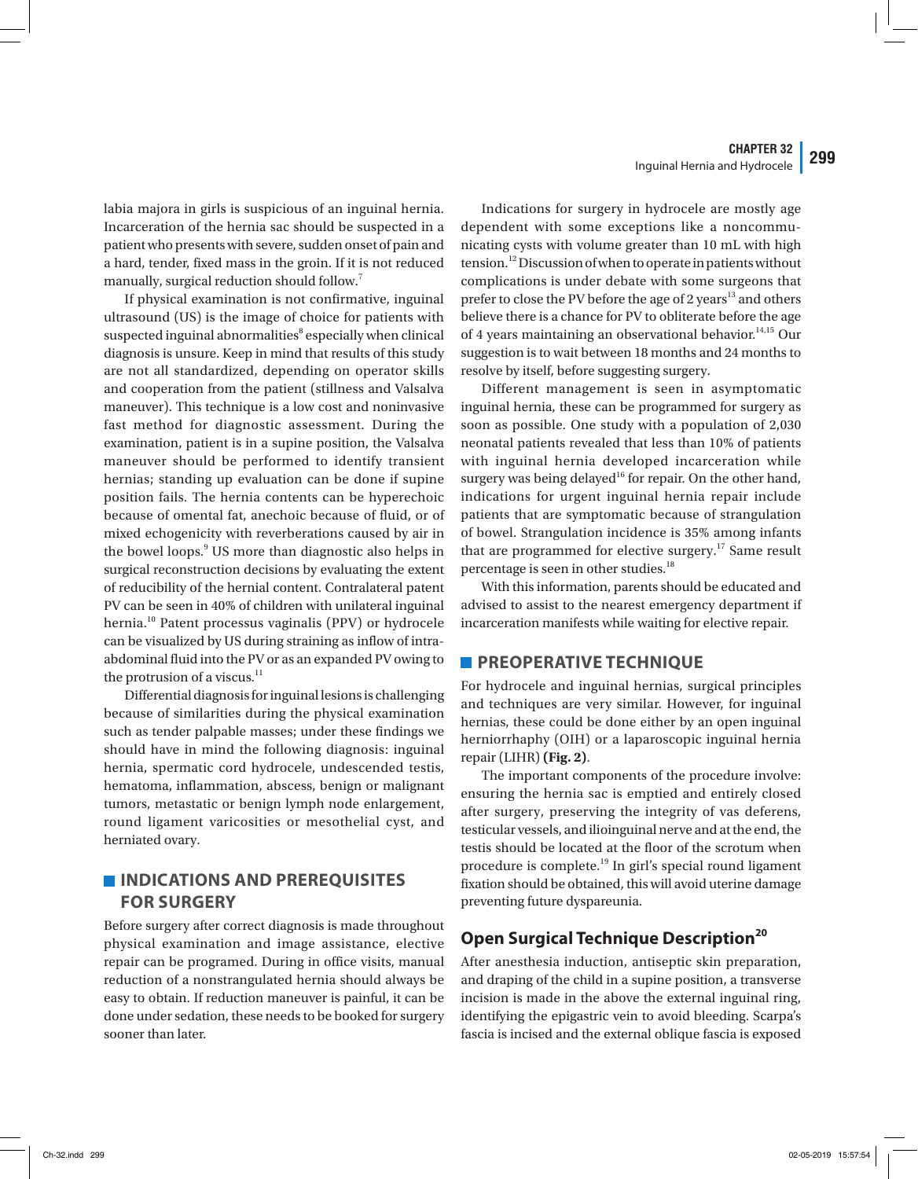labia majora in girls is suspicious of an inguinal hernia. Incarceration of the hernia sac should be suspected in a patient who presents with severe, sudden onset of pain and a hard, tender, fixed mass in the groin. If it is not reduced manually, surgical reduction should follow.[7]

If physical examination is not confirmative, inguinal ultrasound (US) is the image of choice for patients with suspected inguinal abnormalities[8] especially when clinical diagnosis is unsure. Keep in mind that results of this study are not all standardized, depending on operator skills and cooperation from the patient (stillness and Valsalva maneuver). This technique is a low cost and noninvasive fast method for diagnostic assessment. During the examination, patient is in a supine position, the Valsalva maneuver should be performed to identify transient hernias; standing up evaluation can be done if supine position fails. The hernia contents can be hyperechoic because of omental fat, anechoic because of fluid, or of mixed echogenicity with reverberations caused by air in the bowel loops.[9] US more than diagnostic also helps in surgical reconstruction decisions by evaluating the extent of reducibility of the hernial content. Contralateral patent PV can be seen in 40% of children with unilateral inguinal hernia.[10] Patent processus vaginalis (PPV) or hydrocele can be visualized by US during straining as inflow of intra-abdominal fluid into the PV or as an expanded PV owing to the protrusion of a viscus.[11]

Differential diagnosis for inguinal lesions is challenging because of similarities during the physical examination such as tender palpable masses; under these findings we should have in mind the following diagnosis: inguinal hernia, spermatic cord hydrocele, undescended testis, hematoma, inflammation, abscess, benign or malignant tumors, metastatic or benign lymph node enlargement, round ligament varicosities or mesothelial cyst, and herniated ovary.

## INDICATIONS AND PREREQUISITES FOR SURGERY

Before surgery after correct diagnosis is made throughout physical examination and image assistance, elective repair can be programed. During in office visits, manual reduction of a nonstrangulated hernia should always be easy to obtain. If reduction maneuver is painful, it can be done under sedation, these needs to be booked for surgery sooner than later.

Indications for surgery in hydrocele are mostly age dependent with some exceptions like a noncommunicating cysts with volume greater than 10 mL with high tension.[12] Discussion of when to operate in patients without complications is under debate with some surgeons that prefer to close the PV before the age of 2 years[13] and others believe there is a chance for PV to obliterate before the age of 4 years maintaining an observational behavior.[14,15] Our suggestion is to wait between 18 months and 24 months to resolve by itself, before suggesting surgery.

Different management is seen in asymptomatic inguinal hernia, these can be programmed for surgery as soon as possible. One study with a population of 2,030 neonatal patients revealed that less than 10% of patients with inguinal hernia developed incarceration while surgery was being delayed[16] for repair. On the other hand, indications for urgent inguinal hernia repair include patients that are symptomatic because of strangulation of bowel. Strangulation incidence is 35% among infants that are programmed for elective surgery.[17] Same result percentage is seen in other studies.[18]

With this information, parents should be educated and advised to assist to the nearest emergency department if incarceration manifests while waiting for elective repair.

## PREOPERATIVE TECHNIQUE

For hydrocele and inguinal hernias, surgical principles and techniques are very similar. However, for inguinal hernias, these could be done either by an open inguinal herniorrhaphy (OIH) or a laparoscopic inguinal hernia repair (LIHR) **(Fig. 2)**.

The important components of the procedure involve: ensuring the hernia sac is emptied and entirely closed after surgery, preserving the integrity of vas deferens, testicular vessels, and ilioinguinal nerve and at the end, the testis should be located at the floor of the scrotum when procedure is complete.[19] In girl's special round ligament fixation should be obtained, this will avoid uterine damage preventing future dyspareunia.

### Open Surgical Technique Description[20]

After anesthesia induction, antiseptic skin preparation, and draping of the child in a supine position, a transverse incision is made in the above the external inguinal ring, identifying the epigastric vein to avoid bleeding. Scarpa's fascia is incised and the external oblique fascia is exposed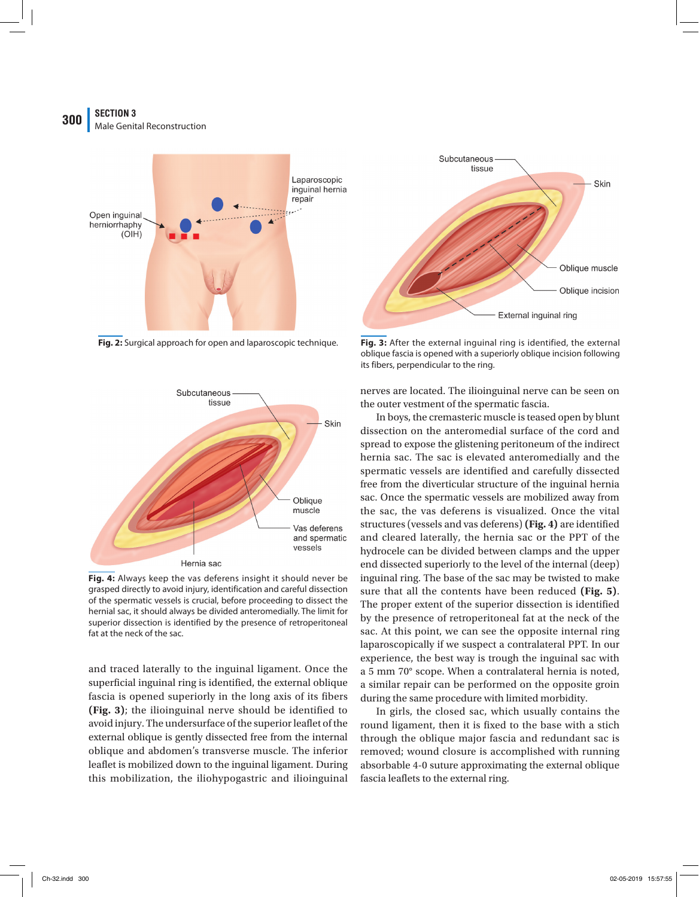Fig. 2: Surgical approach for open and laparoscopic technique.

Fig. 3: After the external inguinal ring is identified, the external oblique fascia is opened with a superiorly oblique incision following its fibers, perpendicular to the ring.

Fig. 4: Always keep the vas deferens insight it should never be grasped directly to avoid injury, identification and careful dissection of the spermatic vessels is crucial, before proceeding to dissect the hernial sac, it should always be divided anteromedially. The limit for superior dissection is identified by the presence of retroperitoneal fat at the neck of the sac.

and traced laterally to the inguinal ligament. Once the superficial inguinal ring is identified, the external oblique fascia is opened superiorly in the long axis of its fibers **(Fig. 3)**; the ilioinguinal nerve should be identified to avoid injury. The undersurface of the superior leaflet of the external oblique is gently dissected free from the internal oblique and abdomen's transverse muscle. The inferior leaflet is mobilized down to the inguinal ligament. During this mobilization, the iliohypogastric and ilioinguinal nerves are located. The ilioinguinal nerve can be seen on the outer vestment of the spermatic fascia.

In boys, the cremasteric muscle is teased open by blunt dissection on the anteromedial surface of the cord and spread to expose the glistening peritoneum of the indirect hernia sac. The sac is elevated anteromedially and the spermatic vessels are identified and carefully dissected free from the diverticular structure of the inguinal hernia sac. Once the spermatic vessels are mobilized away from the sac, the vas deferens is visualized. Once the vital structures (vessels and vas deferens) **(Fig. 4)** are identified and cleared laterally, the hernia sac or the PPT of the hydrocele can be divided between clamps and the upper end dissected superiorly to the level of the internal (deep) inguinal ring. The base of the sac may be twisted to make sure that all the contents have been reduced **(Fig. 5)**. The proper extent of the superior dissection is identified by the presence of retroperitoneal fat at the neck of the sac. At this point, we can see the opposite internal ring laparoscopically if we suspect a contralateral PPT. In our experience, the best way is trough the inguinal sac with a 5 mm 70° scope. When a contralateral hernia is noted, a similar repair can be performed on the opposite groin during the same procedure with limited morbidity.

In girls, the closed sac, which usually contains the round ligament, then it is fixed to the base with a stich through the oblique major fascia and redundant sac is removed; wound closure is accomplished with running absorbable 4-0 suture approximating the external oblique fascia leaflets to the external ring.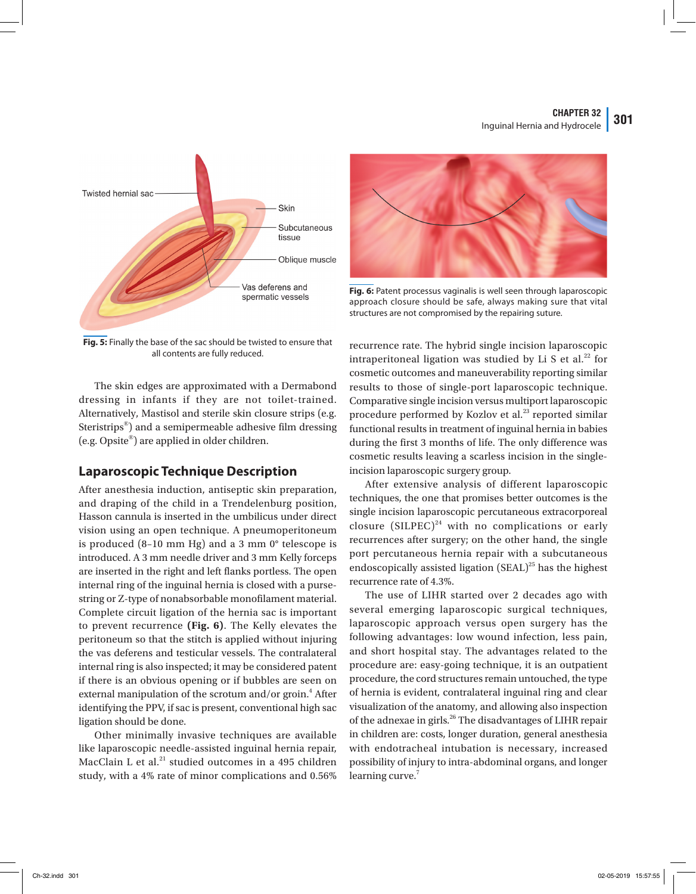Twisted hernial sac

Skin

Subcutaneous tissue

Oblique muscle

Vas deferens and spermatic vessels

**Fig. 5:** Finally the base of the sac should be twisted to ensure that all contents are fully reduced.

**Fig. 6:** Patent processus vaginalis is well seen through laparoscopic approach closure should be safe, always making sure that vital structures are not compromised by the repairing suture.

The skin edges are approximated with a Dermabond dressing in infants if they are not toilet-trained. Alternatively, Mastisol and sterile skin closure strips (e.g. Steristrips®) and a semipermeable adhesive film dressing (e.g. Opsite®) are applied in older children.

## Laparoscopic Technique Description

After anesthesia induction, antiseptic skin preparation, and draping of the child in a Trendelenburg position, Hasson cannula is inserted in the umbilicus under direct vision using an open technique. A pneumoperitoneum is produced (8–10 mm Hg) and a 3 mm 0° telescope is introduced. A 3 mm needle driver and 3 mm Kelly forceps are inserted in the right and left flanks portless. The open internal ring of the inguinal hernia is closed with a purse-string or Z-type of nonabsorbable monofilament material. Complete circuit ligation of the hernia sac is important to prevent recurrence **(Fig. 6)**. The Kelly elevates the peritoneum so that the stitch is applied without injuring the vas deferens and testicular vessels. The contralateral internal ring is also inspected; it may be considered patent if there is an obvious opening or if bubbles are seen on external manipulation of the scrotum and/or groin.[4] After identifying the PPV, if sac is present, conventional high sac ligation should be done.

Other minimally invasive techniques are available like laparoscopic needle-assisted inguinal hernia repair, MacClain L et al.[21] studied outcomes in a 495 children study, with a 4% rate of minor complications and 0.56% recurrence rate. The hybrid single incision laparoscopic intraperitoneal ligation was studied by Li S et al.[22] for cosmetic outcomes and maneuverability reporting similar results to those of single-port laparoscopic technique. Comparative single incision versus multiport laparoscopic procedure performed by Kozlov et al.[23] reported similar functional results in treatment of inguinal hernia in babies during the first 3 months of life. The only difference was cosmetic results leaving a scarless incision in the single-incision laparoscopic surgery group.

After extensive analysis of different laparoscopic techniques, the one that promises better outcomes is the single incision laparoscopic percutaneous extracorporeal closure (SILPEC)[24] with no complications or early recurrences after surgery; on the other hand, the single port percutaneous hernia repair with a subcutaneous endoscopically assisted ligation (SEAL)[25] has the highest recurrence rate of 4.3%.

The use of LIHR started over 2 decades ago with several emerging laparoscopic surgical techniques, laparoscopic approach versus open surgery has the following advantages: low wound infection, less pain, and short hospital stay. The advantages related to the procedure are: easy-going technique, it is an outpatient procedure, the cord structures remain untouched, the type of hernia is evident, contralateral inguinal ring and clear visualization of the anatomy, and allowing also inspection of the adnexae in girls.[26] The disadvantages of LIHR repair in children are: costs, longer duration, general anesthesia with endotracheal intubation is necessary, increased possibility of injury to intra-abdominal organs, and longer learning curve.[7]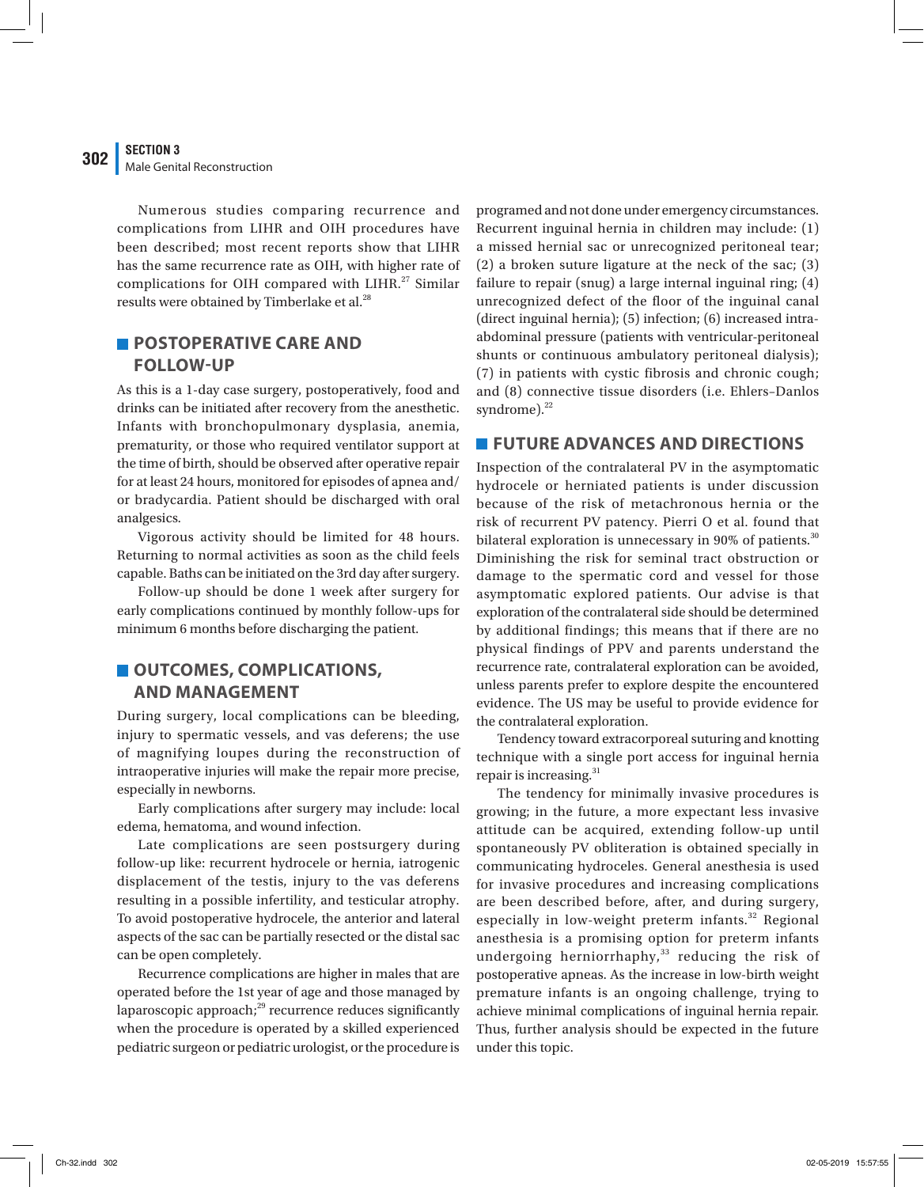Numerous studies comparing recurrence and complications from LIHR and OIH procedures have been described; most recent reports show that LIHR has the same recurrence rate as OIH, with higher rate of complications for OIH compared with LIHR.[27] Similar results were obtained by Timberlake et al.[28]

## POSTOPERATIVE CARE AND FOLLOW-UP

As this is a 1-day case surgery, postoperatively, food and drinks can be initiated after recovery from the anesthetic. Infants with bronchopulmonary dysplasia, anemia, prematurity, or those who required ventilator support at the time of birth, should be observed after operative repair for at least 24 hours, monitored for episodes of apnea and/or bradycardia. Patient should be discharged with oral analgesics.

Vigorous activity should be limited for 48 hours. Returning to normal activities as soon as the child feels capable. Baths can be initiated on the 3rd day after surgery.

Follow-up should be done 1 week after surgery for early complications continued by monthly follow-ups for minimum 6 months before discharging the patient.

## OUTCOMES, COMPLICATIONS, AND MANAGEMENT

During surgery, local complications can be bleeding, injury to spermatic vessels, and vas deferens; the use of magnifying loupes during the reconstruction of intraoperative injuries will make the repair more precise, especially in newborns.

Early complications after surgery may include: local edema, hematoma, and wound infection.

Late complications are seen postsurgery during follow-up like: recurrent hydrocele or hernia, iatrogenic displacement of the testis, injury to the vas deferens resulting in a possible infertility, and testicular atrophy. To avoid postoperative hydrocele, the anterior and lateral aspects of the sac can be partially resected or the distal sac can be open completely.

Recurrence complications are higher in males that are operated before the 1st year of age and those managed by laparoscopic approach;[29] recurrence reduces significantly when the procedure is operated by a skilled experienced pediatric surgeon or pediatric urologist, or the procedure is programed and not done under emergency circumstances. Recurrent inguinal hernia in children may include: (1) a missed hernial sac or unrecognized peritoneal tear; (2) a broken suture ligature at the neck of the sac; (3) failure to repair (snug) a large internal inguinal ring; (4) unrecognized defect of the floor of the inguinal canal (direct inguinal hernia); (5) infection; (6) increased intra-abdominal pressure (patients with ventricular-peritoneal shunts or continuous ambulatory peritoneal dialysis); (7) in patients with cystic fibrosis and chronic cough; and (8) connective tissue disorders (i.e. Ehlers–Danlos syndrome).[22]

## FUTURE ADVANCES AND DIRECTIONS

Inspection of the contralateral PV in the asymptomatic hydrocele or herniated patients is under discussion because of the risk of metachronous hernia or the risk of recurrent PV patency. Pierri O et al. found that bilateral exploration is unnecessary in 90% of patients.[30] Diminishing the risk for seminal tract obstruction or damage to the spermatic cord and vessel for those asymptomatic explored patients. Our advise is that exploration of the contralateral side should be determined by additional findings; this means that if there are no physical findings of PPV and parents understand the recurrence rate, contralateral exploration can be avoided, unless parents prefer to explore despite the encountered evidence. The US may be useful to provide evidence for the contralateral exploration.

Tendency toward extracorporeal suturing and knotting technique with a single port access for inguinal hernia repair is increasing.[31]

The tendency for minimally invasive procedures is growing; in the future, a more expectant less invasive attitude can be acquired, extending follow-up until spontaneously PV obliteration is obtained specially in communicating hydroceles. General anesthesia is used for invasive procedures and increasing complications are been described before, after, and during surgery, especially in low-weight preterm infants.[32] Regional anesthesia is a promising option for preterm infants undergoing herniorrhaphy,[33] reducing the risk of postoperative apneas. As the increase in low-birth weight premature infants is an ongoing challenge, trying to achieve minimal complications of inguinal hernia repair. Thus, further analysis should be expected in the future under this topic.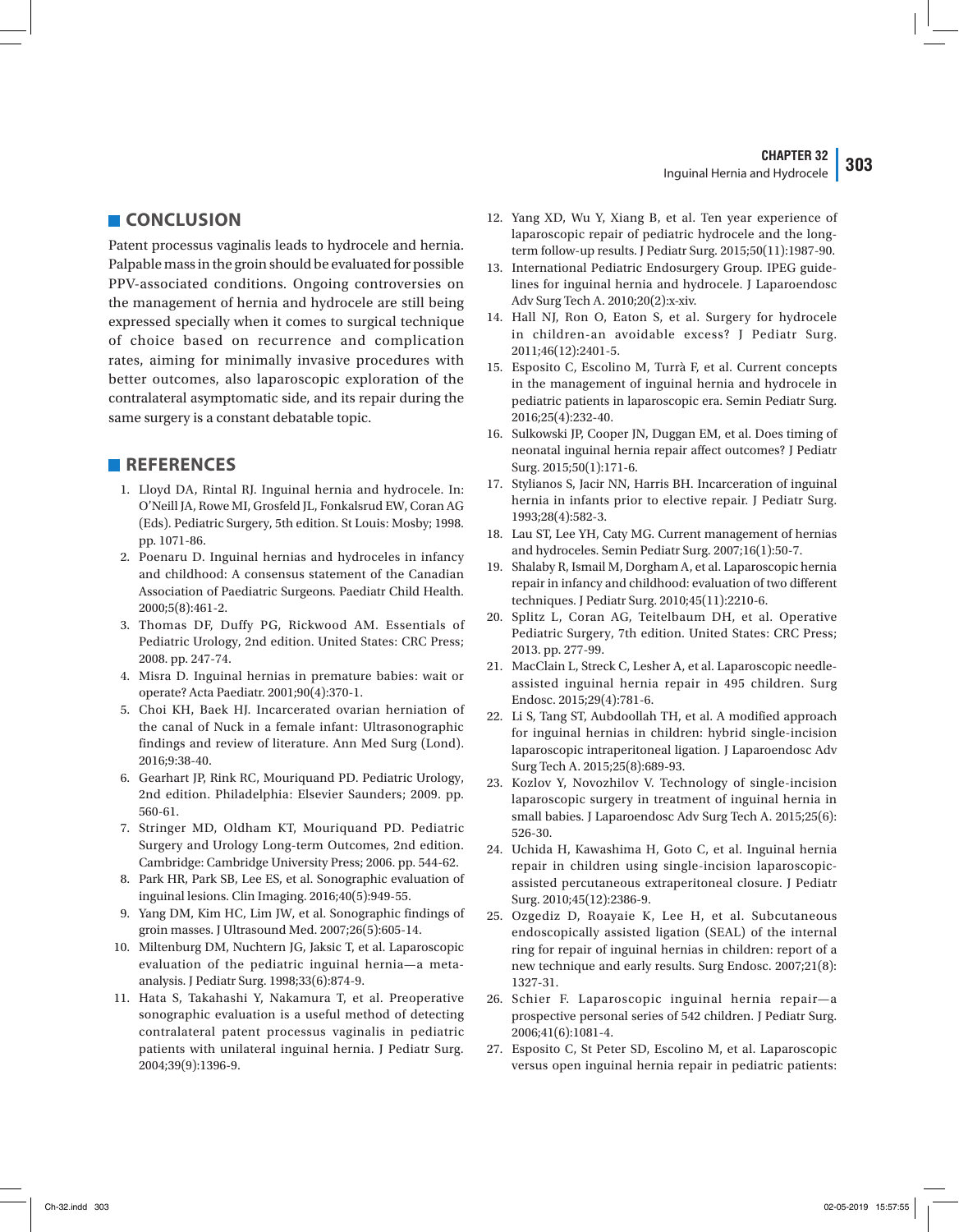## CONCLUSION

Patent processus vaginalis leads to hydrocele and hernia. Palpable mass in the groin should be evaluated for possible PPV-associated conditions. Ongoing controversies on the management of hernia and hydrocele are still being expressed specially when it comes to surgical technique of choice based on recurrence and complication rates, aiming for minimally invasive procedures with better outcomes, also laparoscopic exploration of the contralateral asymptomatic side, and its repair during the same surgery is a constant debatable topic.

## REFERENCES

1. Lloyd DA, Rintal RJ. Inguinal hernia and hydrocele. In: O'Neill JA, Rowe MI, Grosfeld JL, Fonkalsrud EW, Coran AG (Eds). Pediatric Surgery, 5th edition. St Louis: Mosby; 1998. pp. 1071-86.
2. Poenaru D. Inguinal hernias and hydroceles in infancy and childhood: A consensus statement of the Canadian Association of Paediatric Surgeons. Paediatr Child Health. 2000;5(8):461-2.
3. Thomas DF, Duffy PG, Rickwood AM. Essentials of Pediatric Urology, 2nd edition. United States: CRC Press; 2008. pp. 247-74.
4. Misra D. Inguinal hernias in premature babies: wait or operate? Acta Paediatr. 2001;90(4):370-1.
5. Choi KH, Baek HJ. Incarcerated ovarian herniation of the canal of Nuck in a female infant: Ultrasonographic findings and review of literature. Ann Med Surg (Lond). 2016;9:38-40.
6. Gearhart JP, Rink RC, Mouriquand PD. Pediatric Urology, 2nd edition. Philadelphia: Elsevier Saunders; 2009. pp. 560-61.
7. Stringer MD, Oldham KT, Mouriquand PD. Pediatric Surgery and Urology Long-term Outcomes, 2nd edition. Cambridge: Cambridge University Press; 2006. pp. 544-62.
8. Park HR, Park SB, Lee ES, et al. Sonographic evaluation of inguinal lesions. Clin Imaging. 2016;40(5):949-55.
9. Yang DM, Kim HC, Lim JW, et al. Sonographic findings of groin masses. J Ultrasound Med. 2007;26(5):605-14.
10. Miltenburg DM, Nuchtern JG, Jaksic T, et al. Laparoscopic evaluation of the pediatric inguinal hernia—a meta-analysis. J Pediatr Surg. 1998;33(6):874-9.
11. Hata S, Takahashi Y, Nakamura T, et al. Preoperative sonographic evaluation is a useful method of detecting contralateral patent processus vaginalis in pediatric patients with unilateral inguinal hernia. J Pediatr Surg. 2004;39(9):1396-9.
12. Yang XD, Wu Y, Xiang B, et al. Ten year experience of laparoscopic repair of pediatric hydrocele and the long-term follow-up results. J Pediatr Surg. 2015;50(11):1987-90.
13. International Pediatric Endosurgery Group. IPEG guidelines for inguinal hernia and hydrocele. J Laparoendosc Adv Surg Tech A. 2010;20(2):x-xiv.
14. Hall NJ, Ron O, Eaton S, et al. Surgery for hydrocele in children-an avoidable excess? J Pediatr Surg. 2011;46(12):2401-5.
15. Esposito C, Escolino M, Turrà F, et al. Current concepts in the management of inguinal hernia and hydrocele in pediatric patients in laparoscopic era. Semin Pediatr Surg. 2016;25(4):232-40.
16. Sulkowski JP, Cooper JN, Duggan EM, et al. Does timing of neonatal inguinal hernia repair affect outcomes? J Pediatr Surg. 2015;50(1):171-6.
17. Stylianos S, Jacir NN, Harris BH. Incarceration of inguinal hernia in infants prior to elective repair. J Pediatr Surg. 1993;28(4):582-3.
18. Lau ST, Lee YH, Caty MG. Current management of hernias and hydroceles. Semin Pediatr Surg. 2007;16(1):50-7.
19. Shalaby R, Ismail M, Dorgham A, et al. Laparoscopic hernia repair in infancy and childhood: evaluation of two different techniques. J Pediatr Surg. 2010;45(11):2210-6.
20. Splitz L, Coran AG, Teitelbaum DH, et al. Operative Pediatric Surgery, 7th edition. United States: CRC Press; 2013. pp. 277-99.
21. MacClain L, Streck C, Lesher A, et al. Laparoscopic needle-assisted inguinal hernia repair in 495 children. Surg Endosc. 2015;29(4):781-6.
22. Li S, Tang ST, Aubdoollah TH, et al. A modified approach for inguinal hernias in children: hybrid single-incision laparoscopic intraperitoneal ligation. J Laparoendosc Adv Surg Tech A. 2015;25(8):689-93.
23. Kozlov Y, Novozhilov V. Technology of single-incision laparoscopic surgery in treatment of inguinal hernia in small babies. J Laparoendosc Adv Surg Tech A. 2015;25(6):526-30.
24. Uchida H, Kawashima H, Goto C, et al. Inguinal hernia repair in children using single-incision laparoscopic-assisted percutaneous extraperitoneal closure. J Pediatr Surg. 2010;45(12):2386-9.
25. Ozgediz D, Roayaie K, Lee H, et al. Subcutaneous endoscopically assisted ligation (SEAL) of the internal ring for repair of inguinal hernias in children: report of a new technique and early results. Surg Endosc. 2007;21(8):1327-31.
26. Schier F. Laparoscopic inguinal hernia repair—a prospective personal series of 542 children. J Pediatr Surg. 2006;41(6):1081-4.
27. Esposito C, St Peter SD, Escolino M, et al. Laparoscopic versus open inguinal hernia repair in pediatric patients: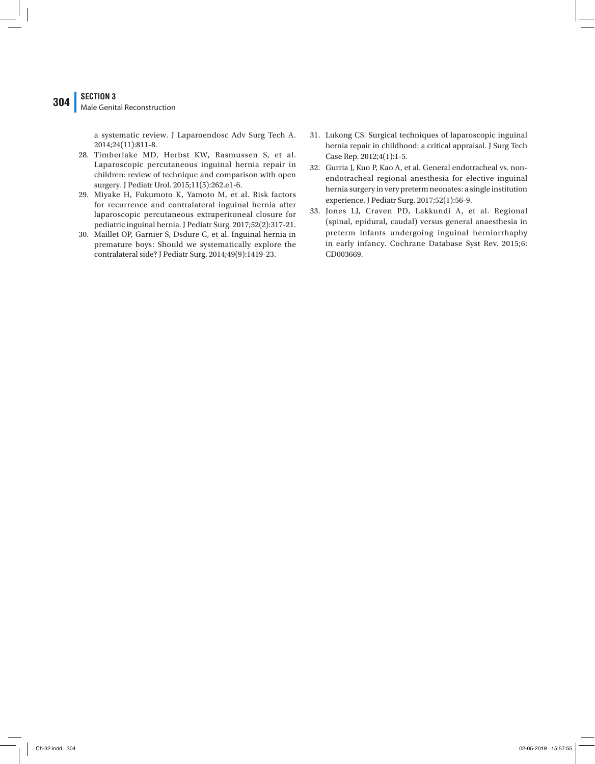a systematic review. J Laparoendosc Adv Surg Tech A. 2014;24(11):811-8.

28. Timberlake MD, Herbst KW, Rasmussen S, et al. Laparoscopic percutaneous inguinal hernia repair in children: review of technique and comparison with open surgery. J Pediatr Urol. 2015;11(5):262.e1-6.
29. Miyake H, Fukumoto K, Yamoto M, et al. Risk factors for recurrence and contralateral inguinal hernia after laparoscopic percutaneous extraperitoneal closure for pediatric inguinal hernia. J Pediatr Surg. 2017;52(2):317-21.
30. Maillet OP, Garnier S, Dsdure C, et al. Inguinal hernia in premature boys: Should we systematically explore the contralateral side? J Pediatr Surg. 2014;49(9):1419-23.
31. Lukong CS. Surgical techniques of laparoscopic inguinal hernia repair in childhood: a critical appraisal. J Surg Tech Case Rep. 2012;4(1):1-5.
32. Gurria J, Kuo P, Kao A, et al. General endotracheal vs. non-endotracheal regional anesthesia for elective inguinal hernia surgery in very preterm neonates: a single institution experience. J Pediatr Surg. 2017;52(1):56-9.
33. Jones LJ, Craven PD, Lakkundi A, et al. Regional (spinal, epidural, caudal) versus general anaesthesia in preterm infants undergoing inguinal herniorrhaphy in early infancy. Cochrane Database Syst Rev. 2015;6: CD003669.